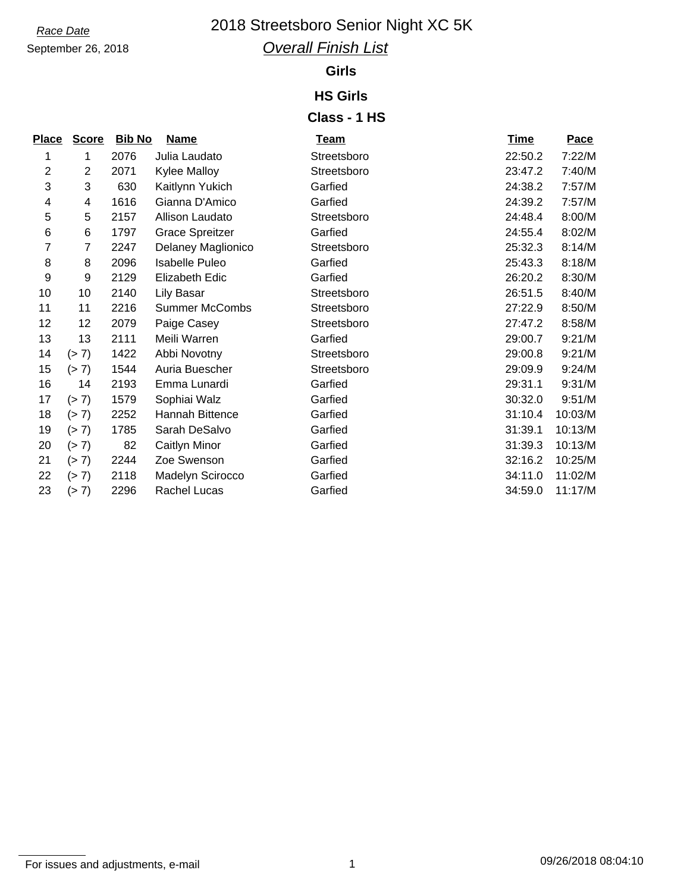*Race Date*

September 26, 2018

# 2018 Streetsboro Senior Night XC 5K

## *Overall Finish List*

### Girls

### HS Girls

### Class - 1 HS

| Place | Score | Bib No | Name | Team | Time | Pace |
|---|---|---|---|---|---|---|
| 1 | 1 | 2076 | Julia Laudato | Streetsboro | 22:50.2 | 7:22/M |
| 2 | 2 | 2071 | Kylee Malloy | Streetsboro | 23:47.2 | 7:40/M |
| 3 | 3 | 630 | Kaitlynn Yukich | Garfied | 24:38.2 | 7:57/M |
| 4 | 4 | 1616 | Gianna D'Amico | Garfied | 24:39.2 | 7:57/M |
| 5 | 5 | 2157 | Allison Laudato | Streetsboro | 24:48.4 | 8:00/M |
| 6 | 6 | 1797 | Grace Spreitzer | Garfied | 24:55.4 | 8:02/M |
| 7 | 7 | 2247 | Delaney Maglionico | Streetsboro | 25:32.3 | 8:14/M |
| 8 | 8 | 2096 | Isabelle Puleo | Garfied | 25:43.3 | 8:18/M |
| 9 | 9 | 2129 | Elizabeth Edic | Garfied | 26:20.2 | 8:30/M |
| 10 | 10 | 2140 | Lily Basar | Streetsboro | 26:51.5 | 8:40/M |
| 11 | 11 | 2216 | Summer McCombs | Streetsboro | 27:22.9 | 8:50/M |
| 12 | 12 | 2079 | Paige Casey | Streetsboro | 27:47.2 | 8:58/M |
| 13 | 13 | 2111 | Meili Warren | Garfied | 29:00.7 | 9:21/M |
| 14 | (> 7) | 1422 | Abbi Novotny | Streetsboro | 29:00.8 | 9:21/M |
| 15 | (> 7) | 1544 | Auria Buescher | Streetsboro | 29:09.9 | 9:24/M |
| 16 | 14 | 2193 | Emma Lunardi | Garfied | 29:31.1 | 9:31/M |
| 17 | (> 7) | 1579 | Sophiai Walz | Garfied | 30:32.0 | 9:51/M |
| 18 | (> 7) | 2252 | Hannah Bittence | Garfied | 31:10.4 | 10:03/M |
| 19 | (> 7) | 1785 | Sarah DeSalvo | Garfied | 31:39.1 | 10:13/M |
| 20 | (> 7) | 82 | Caitlyn Minor | Garfied | 31:39.3 | 10:13/M |
| 21 | (> 7) | 2244 | Zoe Swenson | Garfied | 32:16.2 | 10:25/M |
| 22 | (> 7) | 2118 | Madelyn Scirocco | Garfied | 34:11.0 | 11:02/M |
| 23 | (> 7) | 2296 | Rachel Lucas | Garfied | 34:59.0 | 11:17/M |

For issues and adjustments, e-mail

09/26/2018 08:04:10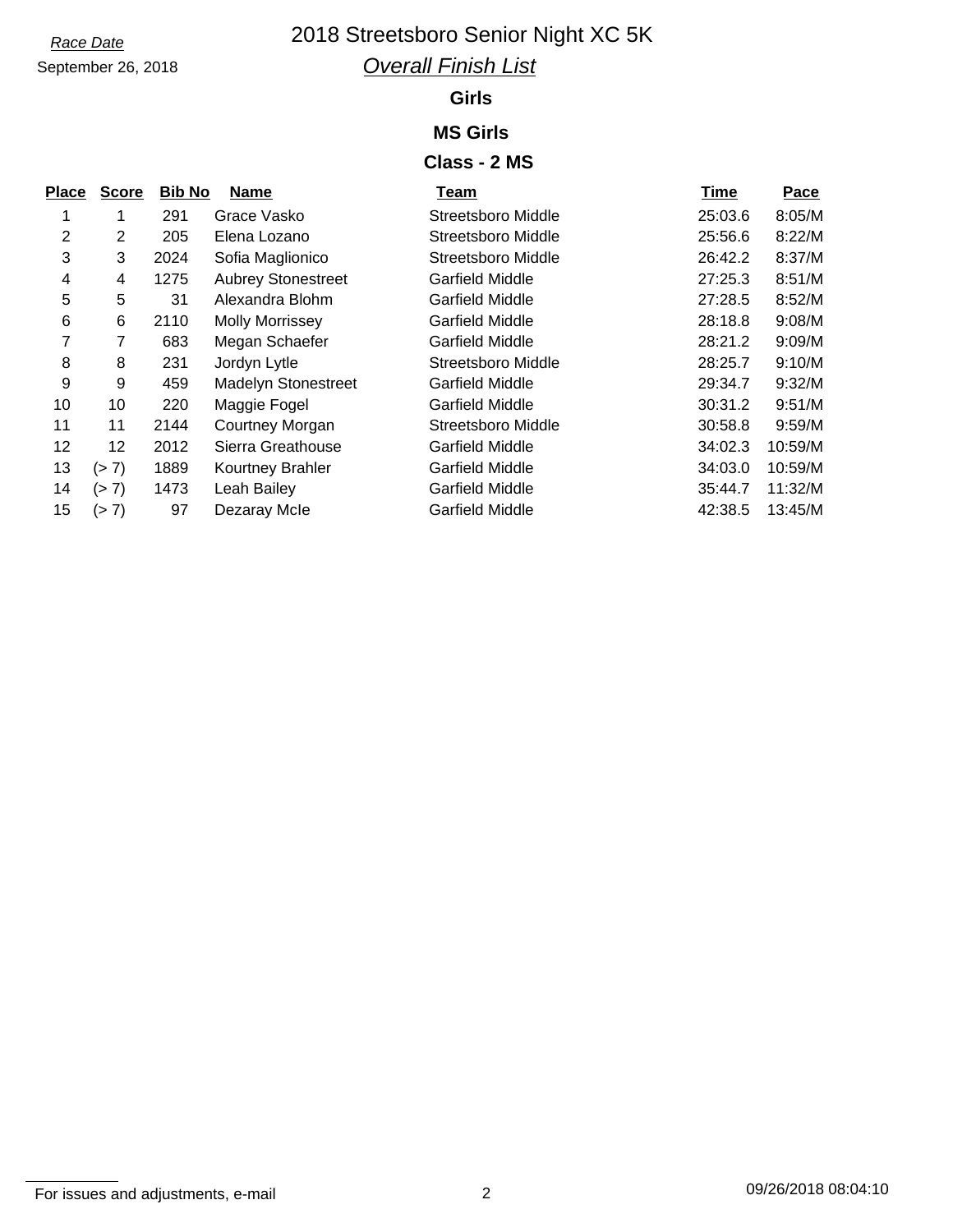*Race Date*

September 26, 2018

# 2018 Streetsboro Senior Night XC 5K

## *Overall Finish List*

### Girls

### MS Girls

### Class - 2 MS

| Place | Score | Bib No | Name | Team | Time | Pace |
|---|---|---|---|---|---|---|
| 1 | 1 | 291 | Grace Vasko | Streetsboro Middle | 25:03.6 | 8:05/M |
| 2 | 2 | 205 | Elena Lozano | Streetsboro Middle | 25:56.6 | 8:22/M |
| 3 | 3 | 2024 | Sofia Maglionico | Streetsboro Middle | 26:42.2 | 8:37/M |
| 4 | 4 | 1275 | Aubrey Stonestreet | Garfield Middle | 27:25.3 | 8:51/M |
| 5 | 5 | 31 | Alexandra Blohm | Garfield Middle | 27:28.5 | 8:52/M |
| 6 | 6 | 2110 | Molly Morrissey | Garfield Middle | 28:18.8 | 9:08/M |
| 7 | 7 | 683 | Megan Schaefer | Garfield Middle | 28:21.2 | 9:09/M |
| 8 | 8 | 231 | Jordyn Lytle | Streetsboro Middle | 28:25.7 | 9:10/M |
| 9 | 9 | 459 | Madelyn Stonestreet | Garfield Middle | 29:34.7 | 9:32/M |
| 10 | 10 | 220 | Maggie Fogel | Garfield Middle | 30:31.2 | 9:51/M |
| 11 | 11 | 2144 | Courtney Morgan | Streetsboro Middle | 30:58.8 | 9:59/M |
| 12 | 12 | 2012 | Sierra Greathouse | Garfield Middle | 34:02.3 | 10:59/M |
| 13 | (> 7) | 1889 | Kourtney Brahler | Garfield Middle | 34:03.0 | 10:59/M |
| 14 | (> 7) | 1473 | Leah Bailey | Garfield Middle | 35:44.7 | 11:32/M |
| 15 | (> 7) | 97 | Dezaray McIe | Garfield Middle | 42:38.5 | 13:45/M |

For issues and adjustments, e-mail

09/26/2018 08:04:10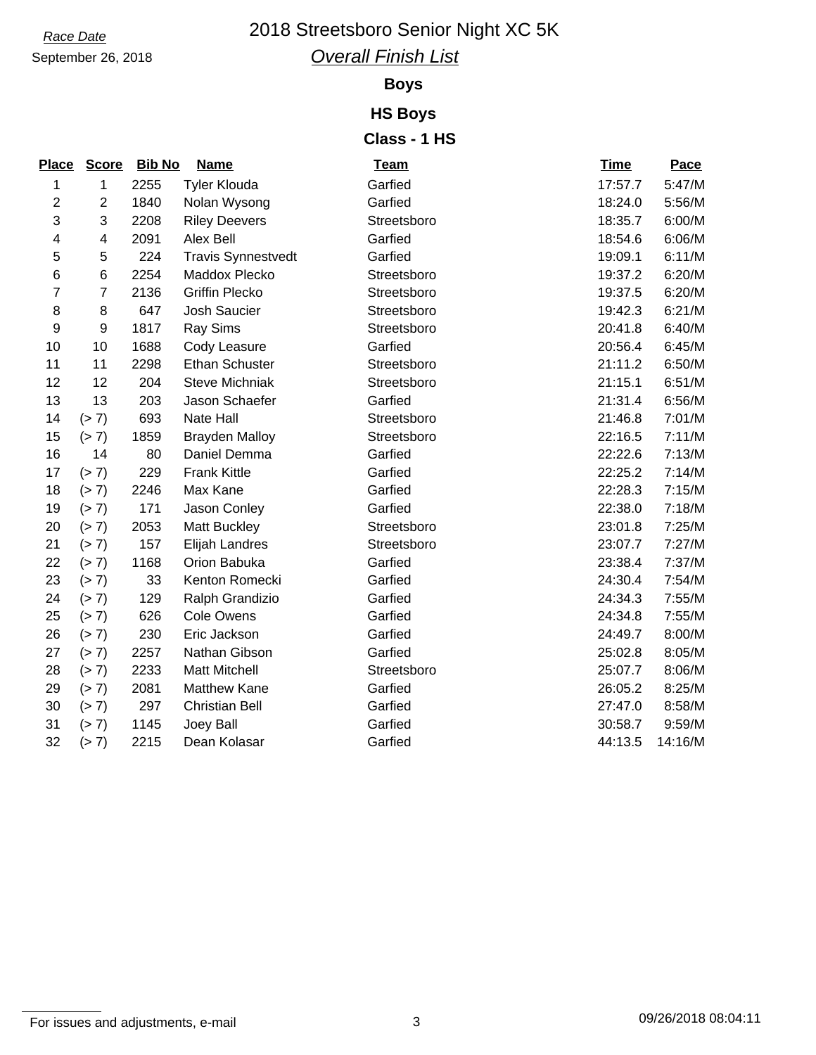*Race Date*

September 26, 2018

# 2018 Streetsboro Senior Night XC 5K

## *Overall Finish List*

### Boys

### HS Boys

### Class - 1 HS

| Place | Score | Bib No | Name | Team | Time | Pace |
|---|---|---|---|---|---|---|
| 1 | 1 | 2255 | Tyler Klouda | Garfied | 17:57.7 | 5:47/M |
| 2 | 2 | 1840 | Nolan Wysong | Garfied | 18:24.0 | 5:56/M |
| 3 | 3 | 2208 | Riley Deevers | Streetsboro | 18:35.7 | 6:00/M |
| 4 | 4 | 2091 | Alex Bell | Garfied | 18:54.6 | 6:06/M |
| 5 | 5 | 224 | Travis Synnestvedt | Garfied | 19:09.1 | 6:11/M |
| 6 | 6 | 2254 | Maddox Plecko | Streetsboro | 19:37.2 | 6:20/M |
| 7 | 7 | 2136 | Griffin Plecko | Streetsboro | 19:37.5 | 6:20/M |
| 8 | 8 | 647 | Josh Saucier | Streetsboro | 19:42.3 | 6:21/M |
| 9 | 9 | 1817 | Ray Sims | Streetsboro | 20:41.8 | 6:40/M |
| 10 | 10 | 1688 | Cody Leasure | Garfied | 20:56.4 | 6:45/M |
| 11 | 11 | 2298 | Ethan Schuster | Streetsboro | 21:11.2 | 6:50/M |
| 12 | 12 | 204 | Steve Michniak | Streetsboro | 21:15.1 | 6:51/M |
| 13 | 13 | 203 | Jason Schaefer | Garfied | 21:31.4 | 6:56/M |
| 14 | (> 7) | 693 | Nate Hall | Streetsboro | 21:46.8 | 7:01/M |
| 15 | (> 7) | 1859 | Brayden Malloy | Streetsboro | 22:16.5 | 7:11/M |
| 16 | 14 | 80 | Daniel Demma | Garfied | 22:22.6 | 7:13/M |
| 17 | (> 7) | 229 | Frank Kittle | Garfied | 22:25.2 | 7:14/M |
| 18 | (> 7) | 2246 | Max Kane | Garfied | 22:28.3 | 7:15/M |
| 19 | (> 7) | 171 | Jason Conley | Garfied | 22:38.0 | 7:18/M |
| 20 | (> 7) | 2053 | Matt Buckley | Streetsboro | 23:01.8 | 7:25/M |
| 21 | (> 7) | 157 | Elijah Landres | Streetsboro | 23:07.7 | 7:27/M |
| 22 | (> 7) | 1168 | Orion Babuka | Garfied | 23:38.4 | 7:37/M |
| 23 | (> 7) | 33 | Kenton Romecki | Garfied | 24:30.4 | 7:54/M |
| 24 | (> 7) | 129 | Ralph Grandizio | Garfied | 24:34.3 | 7:55/M |
| 25 | (> 7) | 626 | Cole Owens | Garfied | 24:34.8 | 7:55/M |
| 26 | (> 7) | 230 | Eric Jackson | Garfied | 24:49.7 | 8:00/M |
| 27 | (> 7) | 2257 | Nathan Gibson | Garfied | 25:02.8 | 8:05/M |
| 28 | (> 7) | 2233 | Matt Mitchell | Streetsboro | 25:07.7 | 8:06/M |
| 29 | (> 7) | 2081 | Matthew Kane | Garfied | 26:05.2 | 8:25/M |
| 30 | (> 7) | 297 | Christian Bell | Garfied | 27:47.0 | 8:58/M |
| 31 | (> 7) | 1145 | Joey Ball | Garfied | 30:58.7 | 9:59/M |
| 32 | (> 7) | 2215 | Dean Kolasar | Garfied | 44:13.5 | 14:16/M |

For issues and adjustments, e-mail

09/26/2018 08:04:11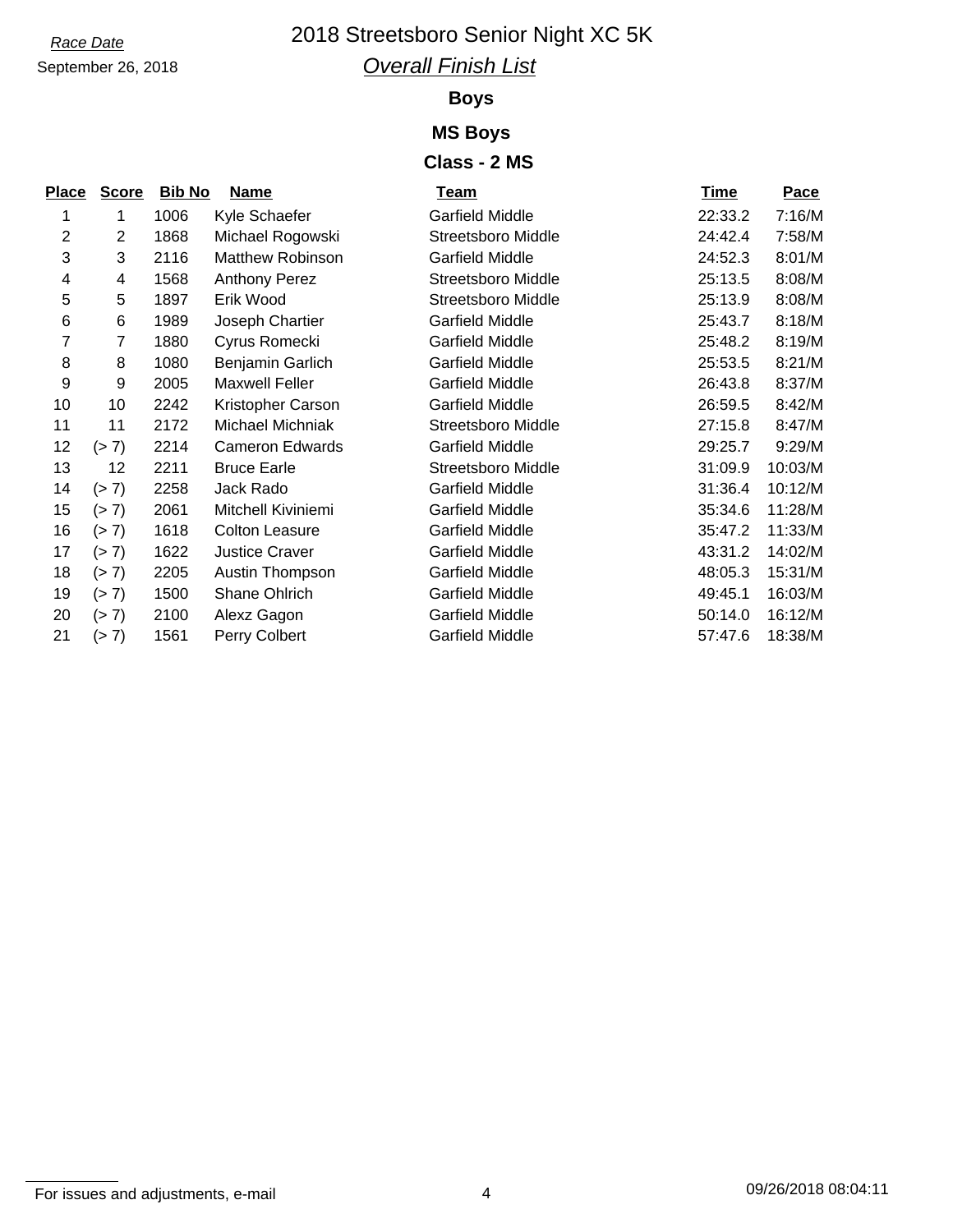*Race Date*

September 26, 2018

# 2018 Streetsboro Senior Night XC 5K

## *Overall Finish List*

### Boys

### MS Boys

### Class - 2 MS

| Place | Score | Bib No | Name | Team | Time | Pace |
|---|---|---|---|---|---|---|
| 1 | 1 | 1006 | Kyle Schaefer | Garfield Middle | 22:33.2 | 7:16/M |
| 2 | 2 | 1868 | Michael Rogowski | Streetsboro Middle | 24:42.4 | 7:58/M |
| 3 | 3 | 2116 | Matthew Robinson | Garfield Middle | 24:52.3 | 8:01/M |
| 4 | 4 | 1568 | Anthony Perez | Streetsboro Middle | 25:13.5 | 8:08/M |
| 5 | 5 | 1897 | Erik Wood | Streetsboro Middle | 25:13.9 | 8:08/M |
| 6 | 6 | 1989 | Joseph Chartier | Garfield Middle | 25:43.7 | 8:18/M |
| 7 | 7 | 1880 | Cyrus Romecki | Garfield Middle | 25:48.2 | 8:19/M |
| 8 | 8 | 1080 | Benjamin Garlich | Garfield Middle | 25:53.5 | 8:21/M |
| 9 | 9 | 2005 | Maxwell Feller | Garfield Middle | 26:43.8 | 8:37/M |
| 10 | 10 | 2242 | Kristopher Carson | Garfield Middle | 26:59.5 | 8:42/M |
| 11 | 11 | 2172 | Michael Michniak | Streetsboro Middle | 27:15.8 | 8:47/M |
| 12 | (> 7) | 2214 | Cameron Edwards | Garfield Middle | 29:25.7 | 9:29/M |
| 13 | 12 | 2211 | Bruce Earle | Streetsboro Middle | 31:09.9 | 10:03/M |
| 14 | (> 7) | 2258 | Jack Rado | Garfield Middle | 31:36.4 | 10:12/M |
| 15 | (> 7) | 2061 | Mitchell Kiviniemi | Garfield Middle | 35:34.6 | 11:28/M |
| 16 | (> 7) | 1618 | Colton Leasure | Garfield Middle | 35:47.2 | 11:33/M |
| 17 | (> 7) | 1622 | Justice Craver | Garfield Middle | 43:31.2 | 14:02/M |
| 18 | (> 7) | 2205 | Austin Thompson | Garfield Middle | 48:05.3 | 15:31/M |
| 19 | (> 7) | 1500 | Shane Ohlrich | Garfield Middle | 49:45.1 | 16:03/M |
| 20 | (> 7) | 2100 | Alexz Gagon | Garfield Middle | 50:14.0 | 16:12/M |
| 21 | (> 7) | 1561 | Perry Colbert | Garfield Middle | 57:47.6 | 18:38/M |

For issues and adjustments, e-mail

09/26/2018 08:04:11